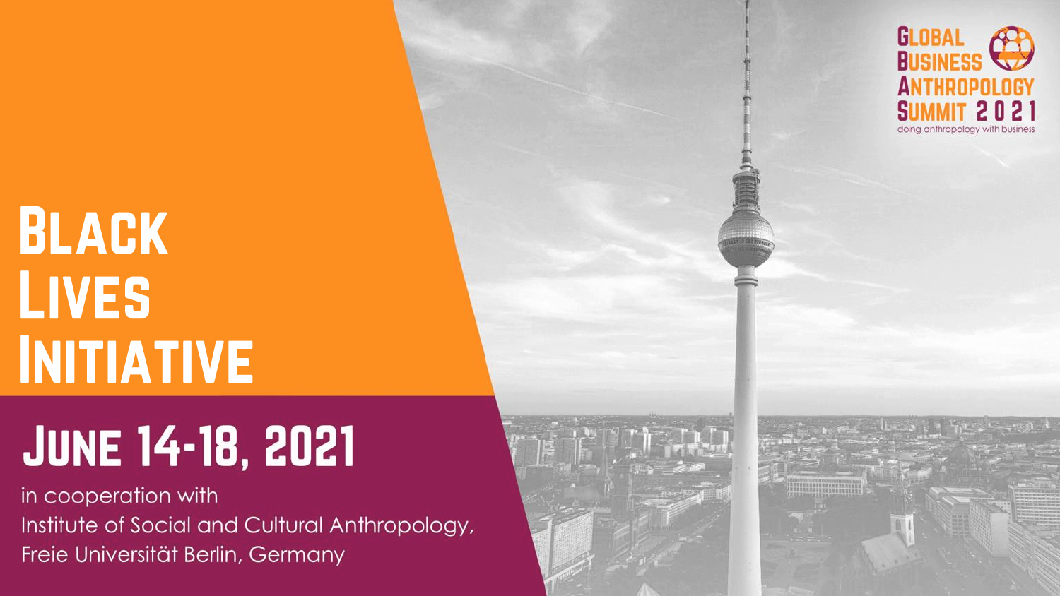# Black Lives Initiative

## June 14-18, 2021

in cooperation with
Institute of Social and Cultural Anthropology,
Freie Universität Berlin, Germany

Global Business Anthropology Summit 2021
doing anthropology with business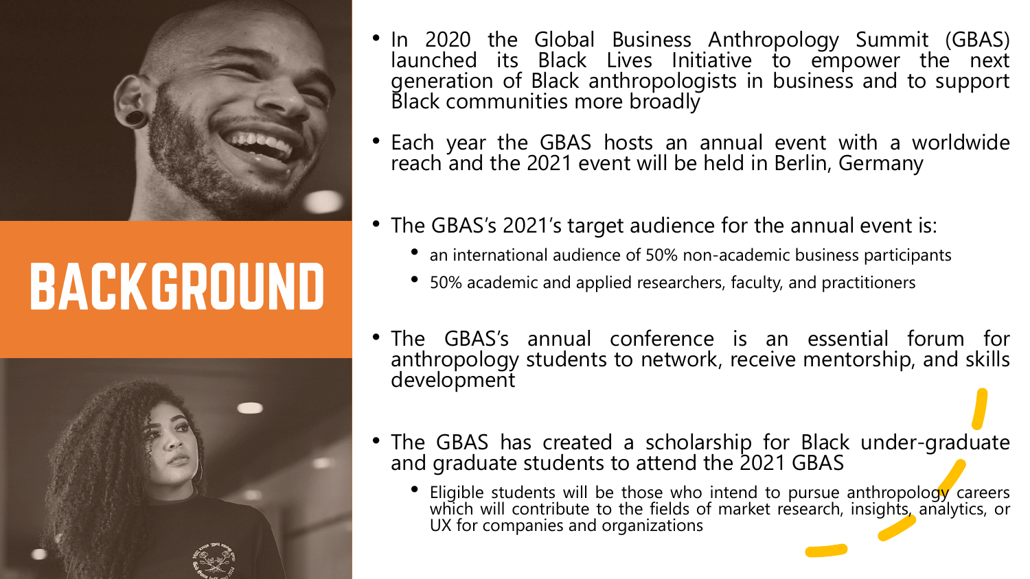# BACKGROUND

- In 2020 the Global Business Anthropology Summit (GBAS) launched its Black Lives Initiative to empower the next generation of Black anthropologists in business and to support Black communities more broadly
- Each year the GBAS hosts an annual event with a worldwide reach and the 2021 event will be held in Berlin, Germany
- The GBAS's 2021's target audience for the annual event is:
  - an international audience of 50% non-academic business participants
  - 50% academic and applied researchers, faculty, and practitioners
- The GBAS's annual conference is an essential forum for anthropology students to network, receive mentorship, and skills development
- The GBAS has created a scholarship for Black under-graduate and graduate students to attend the 2021 GBAS
  - Eligible students will be those who intend to pursue anthropology careers which will contribute to the fields of market research, insights, analytics, or UX for companies and organizations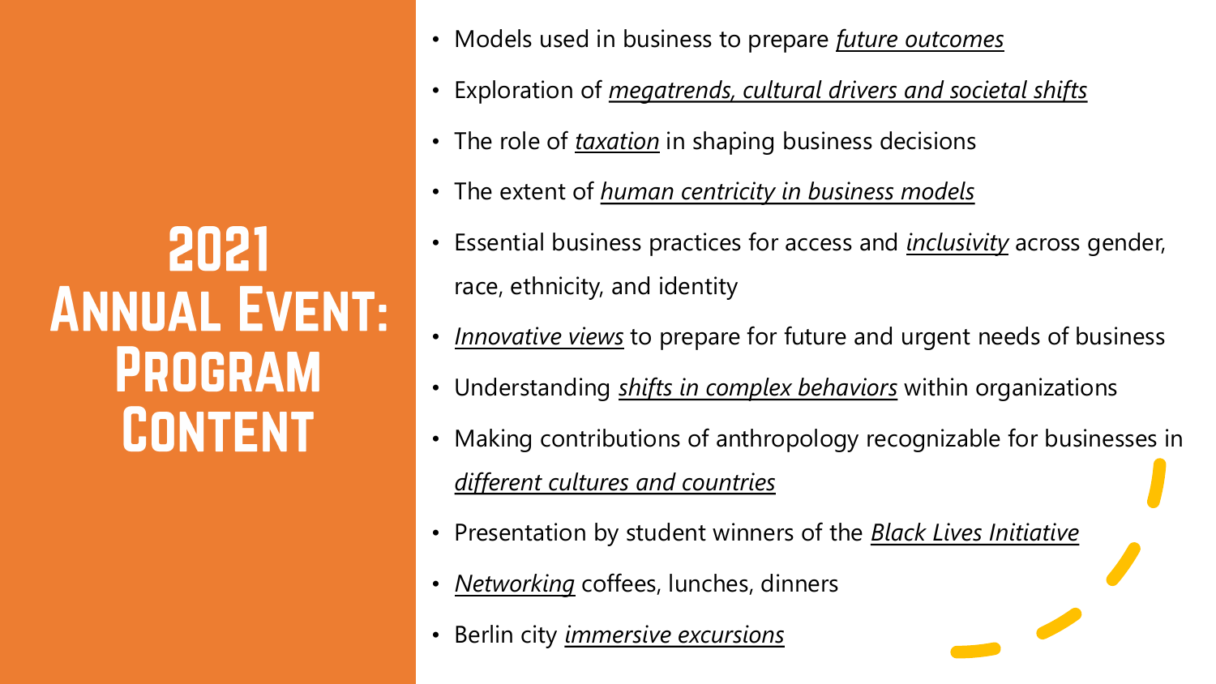# 2021 Annual Event: Program Content

- Models used in business to prepare *future outcomes*
- Exploration of *megatrends, cultural drivers and societal shifts*
- The role of *taxation* in shaping business decisions
- The extent of *human centricity in business models*
- Essential business practices for access and *inclusivity* across gender, race, ethnicity, and identity
- *Innovative views* to prepare for future and urgent needs of business
- Understanding *shifts in complex behaviors* within organizations
- Making contributions of anthropology recognizable for businesses in *different cultures and countries*
- Presentation by student winners of the *Black Lives Initiative*
- *Networking* coffees, lunches, dinners
- Berlin city *immersive excursions*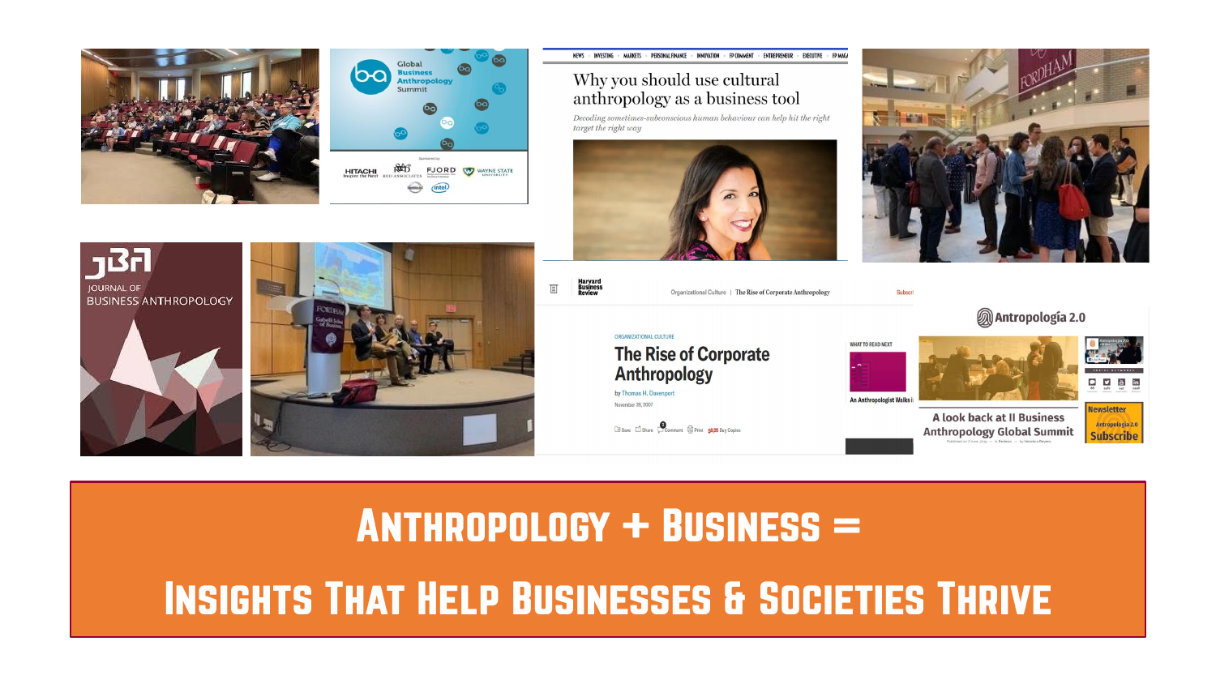# Anthropology + Business =

# Insights That Help Businesses & Societies Thrive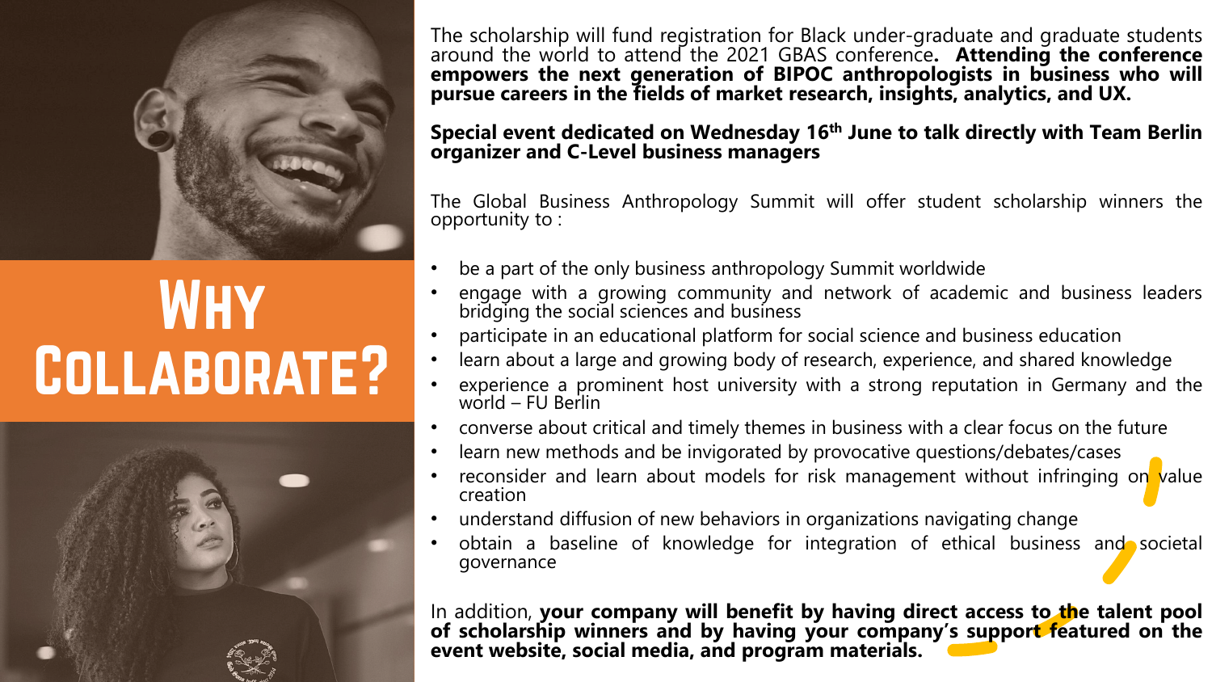# Why Collaborate?

The scholarship will fund registration for Black under-graduate and graduate students around the world to attend the 2021 GBAS conference**. Attending the conference empowers the next generation of BIPOC anthropologists in business who will pursue careers in the fields of market research, insights, analytics, and UX.**

**Special event dedicated on Wednesday 16th June to talk directly with Team Berlin organizer and C-Level business managers**

The Global Business Anthropology Summit will offer student scholarship winners the opportunity to :

- be a part of the only business anthropology Summit worldwide
- engage with a growing community and network of academic and business leaders bridging the social sciences and business
- participate in an educational platform for social science and business education
- learn about a large and growing body of research, experience, and shared knowledge
- experience a prominent host university with a strong reputation in Germany and the world – FU Berlin
- converse about critical and timely themes in business with a clear focus on the future
- learn new methods and be invigorated by provocative questions/debates/cases
- reconsider and learn about models for risk management without infringing on value creation
- understand diffusion of new behaviors in organizations navigating change
- obtain a baseline of knowledge for integration of ethical business and societal governance

In addition, **your company will benefit by having direct access to the talent pool of scholarship winners and by having your company's support featured on the event website, social media, and program materials.**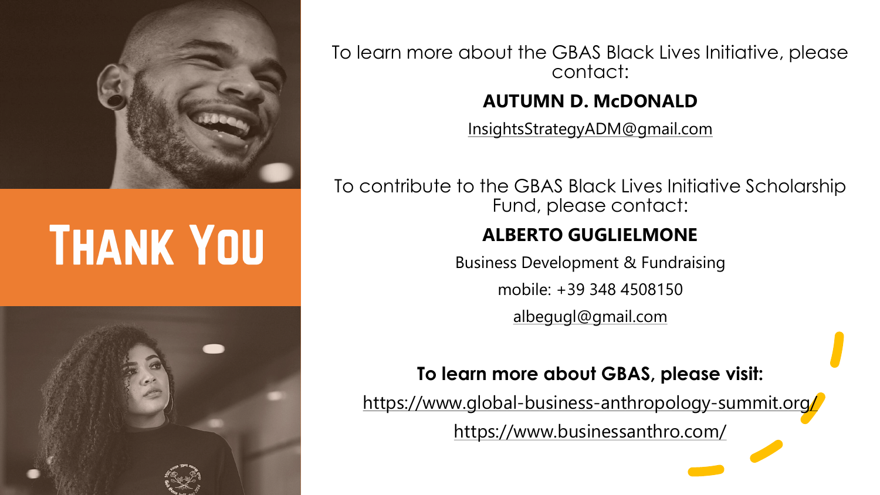# Thank You

To learn more about the GBAS Black Lives Initiative, please contact:

**AUTUMN D. McDONALD**

InsightsStrategyADM@gmail.com

To contribute to the GBAS Black Lives Initiative Scholarship Fund, please contact:

**ALBERTO GUGLIELMONE**

Business Development & Fundraising

mobile: +39 348 4508150

albegugl@gmail.com

**To learn more about GBAS, please visit:**

https://www.global-business-anthropology-summit.org/

https://www.businessanthro.com/